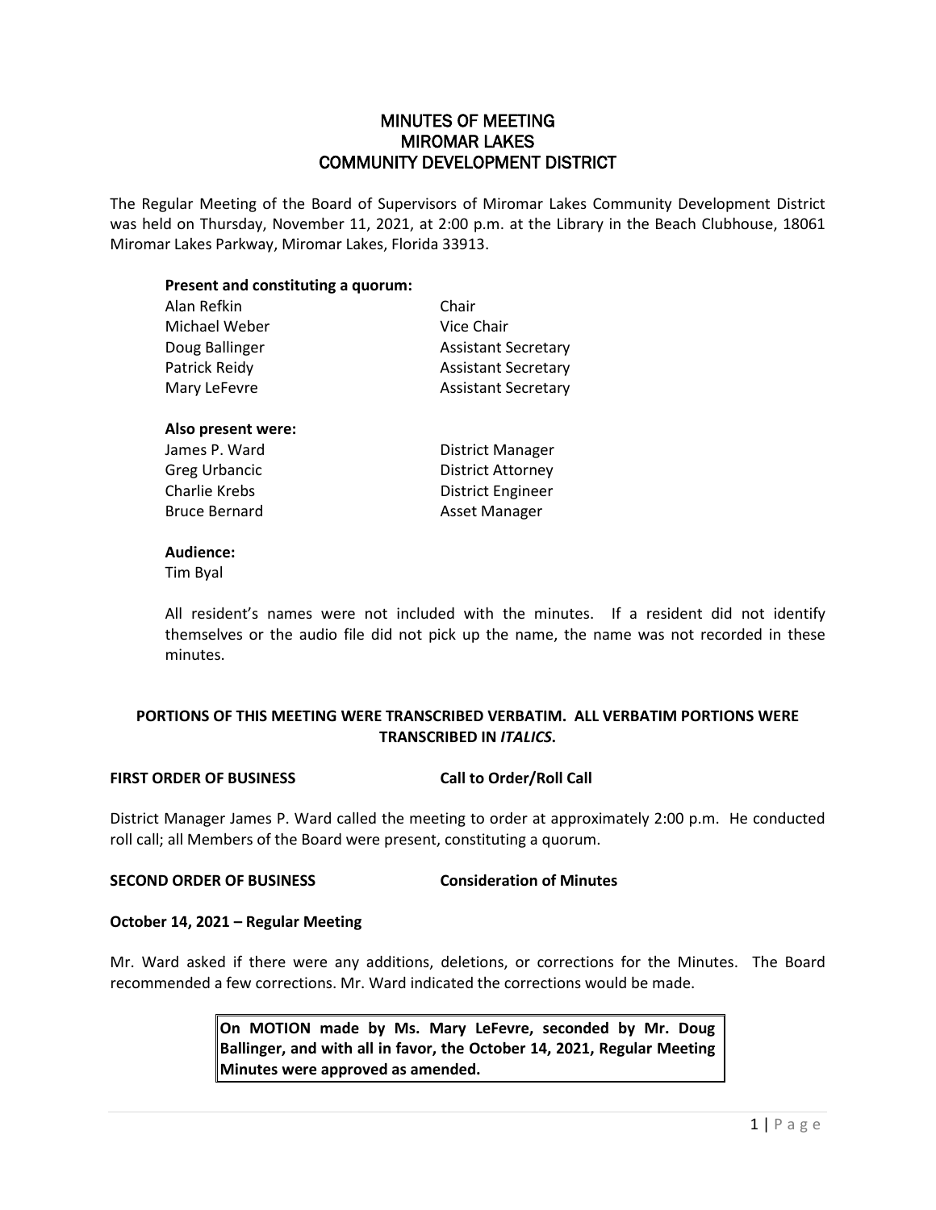# MINUTES OF MEETING
# MIROMAR LAKES
# COMMUNITY DEVELOPMENT DISTRICT

The Regular Meeting of the Board of Supervisors of Miromar Lakes Community Development District was held on Thursday, November 11, 2021, at 2:00 p.m. at the Library in the Beach Clubhouse, 18061 Miromar Lakes Parkway, Miromar Lakes, Florida 33913.

**Present and constituting a quorum:**

| | |
|---|---|
| Alan Refkin | Chair |
| Michael Weber | Vice Chair |
| Doug Ballinger | Assistant Secretary |
| Patrick Reidy | Assistant Secretary |
| Mary LeFevre | Assistant Secretary |

**Also present were:**

| | |
|---|---|
| James P. Ward | District Manager |
| Greg Urbancic | District Attorney |
| Charlie Krebs | District Engineer |
| Bruce Bernard | Asset Manager |

**Audience:**

Tim Byal

All resident's names were not included with the minutes. If a resident did not identify themselves or the audio file did not pick up the name, the name was not recorded in these minutes.

**PORTIONS OF THIS MEETING WERE TRANSCRIBED VERBATIM. ALL VERBATIM PORTIONS WERE TRANSCRIBED IN *ITALICS*.**

**FIRST ORDER OF BUSINESS — Call to Order/Roll Call**

District Manager James P. Ward called the meeting to order at approximately 2:00 p.m. He conducted roll call; all Members of the Board were present, constituting a quorum.

**SECOND ORDER OF BUSINESS — Consideration of Minutes**

**October 14, 2021 – Regular Meeting**

Mr. Ward asked if there were any additions, deletions, or corrections for the Minutes. The Board recommended a few corrections. Mr. Ward indicated the corrections would be made.

> **On MOTION made by Ms. Mary LeFevre, seconded by Mr. Doug Ballinger, and with all in favor, the October 14, 2021, Regular Meeting Minutes were approved as amended.**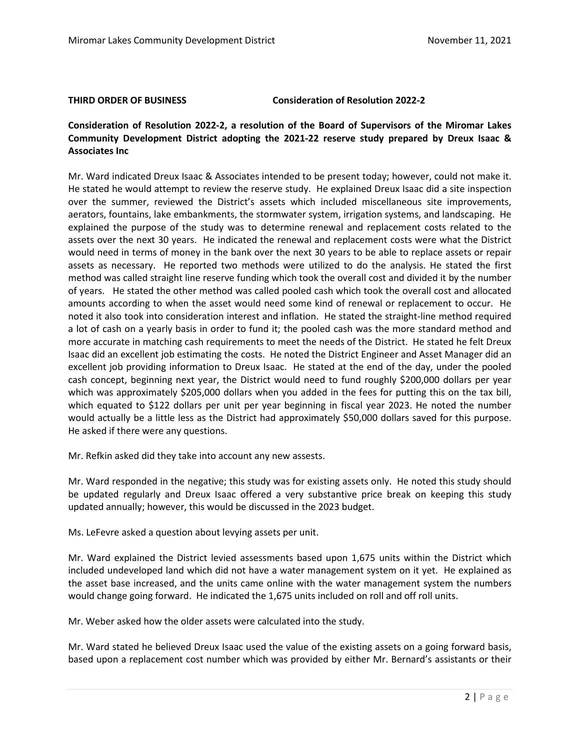**THIRD ORDER OF BUSINESS Consideration of Resolution 2022-2**

**Consideration of Resolution 2022-2, a resolution of the Board of Supervisors of the Miromar Lakes Community Development District adopting the 2021-22 reserve study prepared by Dreux Isaac & Associates Inc**

Mr. Ward indicated Dreux Isaac & Associates intended to be present today; however, could not make it. He stated he would attempt to review the reserve study. He explained Dreux Isaac did a site inspection over the summer, reviewed the District's assets which included miscellaneous site improvements, aerators, fountains, lake embankments, the stormwater system, irrigation systems, and landscaping. He explained the purpose of the study was to determine renewal and replacement costs related to the assets over the next 30 years. He indicated the renewal and replacement costs were what the District would need in terms of money in the bank over the next 30 years to be able to replace assets or repair assets as necessary. He reported two methods were utilized to do the analysis. He stated the first method was called straight line reserve funding which took the overall cost and divided it by the number of years. He stated the other method was called pooled cash which took the overall cost and allocated amounts according to when the asset would need some kind of renewal or replacement to occur. He noted it also took into consideration interest and inflation. He stated the straight-line method required a lot of cash on a yearly basis in order to fund it; the pooled cash was the more standard method and more accurate in matching cash requirements to meet the needs of the District. He stated he felt Dreux Isaac did an excellent job estimating the costs. He noted the District Engineer and Asset Manager did an excellent job providing information to Dreux Isaac. He stated at the end of the day, under the pooled cash concept, beginning next year, the District would need to fund roughly $200,000 dollars per year which was approximately $205,000 dollars when you added in the fees for putting this on the tax bill, which equated to $122 dollars per unit per year beginning in fiscal year 2023. He noted the number would actually be a little less as the District had approximately $50,000 dollars saved for this purpose. He asked if there were any questions.

Mr. Refkin asked did they take into account any new assests.

Mr. Ward responded in the negative; this study was for existing assets only. He noted this study should be updated regularly and Dreux Isaac offered a very substantive price break on keeping this study updated annually; however, this would be discussed in the 2023 budget.

Ms. LeFevre asked a question about levying assets per unit.

Mr. Ward explained the District levied assessments based upon 1,675 units within the District which included undeveloped land which did not have a water management system on it yet. He explained as the asset base increased, and the units came online with the water management system the numbers would change going forward. He indicated the 1,675 units included on roll and off roll units.

Mr. Weber asked how the older assets were calculated into the study.

Mr. Ward stated he believed Dreux Isaac used the value of the existing assets on a going forward basis, based upon a replacement cost number which was provided by either Mr. Bernard's assistants or their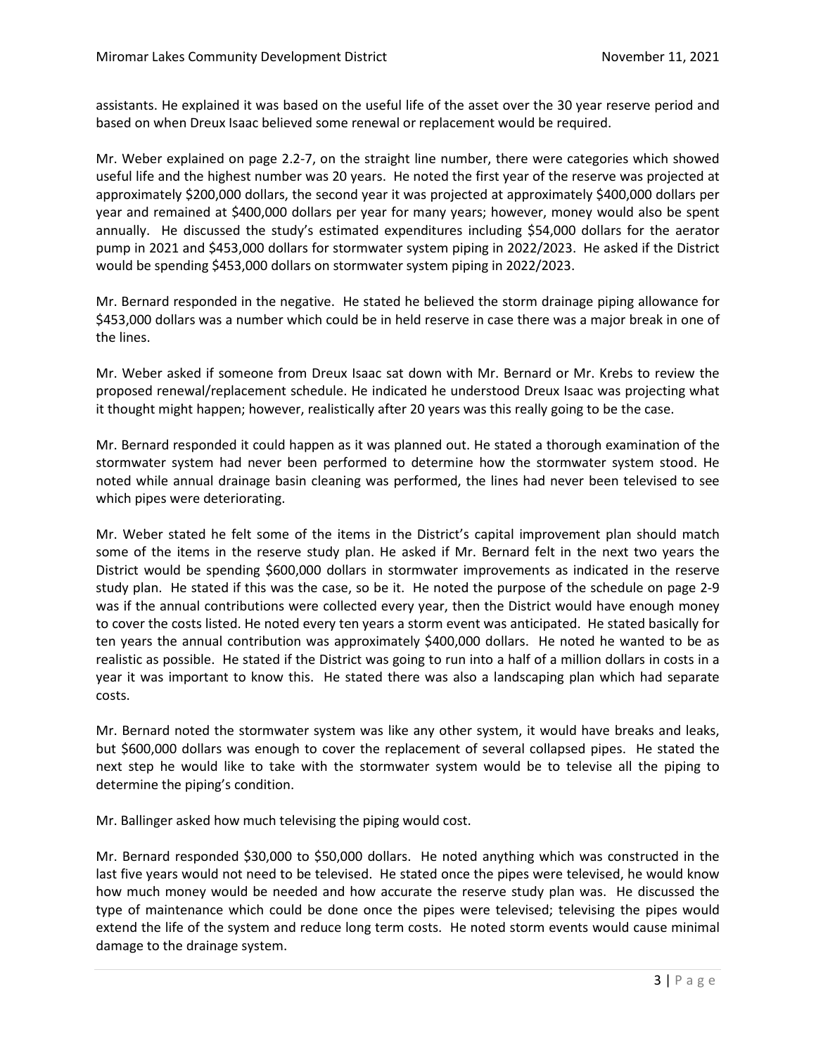assistants. He explained it was based on the useful life of the asset over the 30 year reserve period and based on when Dreux Isaac believed some renewal or replacement would be required.

Mr. Weber explained on page 2.2-7, on the straight line number, there were categories which showed useful life and the highest number was 20 years. He noted the first year of the reserve was projected at approximately $200,000 dollars, the second year it was projected at approximately $400,000 dollars per year and remained at $400,000 dollars per year for many years; however, money would also be spent annually. He discussed the study's estimated expenditures including $54,000 dollars for the aerator pump in 2021 and $453,000 dollars for stormwater system piping in 2022/2023. He asked if the District would be spending $453,000 dollars on stormwater system piping in 2022/2023.

Mr. Bernard responded in the negative. He stated he believed the storm drainage piping allowance for $453,000 dollars was a number which could be in held reserve in case there was a major break in one of the lines.

Mr. Weber asked if someone from Dreux Isaac sat down with Mr. Bernard or Mr. Krebs to review the proposed renewal/replacement schedule. He indicated he understood Dreux Isaac was projecting what it thought might happen; however, realistically after 20 years was this really going to be the case.

Mr. Bernard responded it could happen as it was planned out. He stated a thorough examination of the stormwater system had never been performed to determine how the stormwater system stood. He noted while annual drainage basin cleaning was performed, the lines had never been televised to see which pipes were deteriorating.

Mr. Weber stated he felt some of the items in the District's capital improvement plan should match some of the items in the reserve study plan. He asked if Mr. Bernard felt in the next two years the District would be spending $600,000 dollars in stormwater improvements as indicated in the reserve study plan. He stated if this was the case, so be it. He noted the purpose of the schedule on page 2-9 was if the annual contributions were collected every year, then the District would have enough money to cover the costs listed. He noted every ten years a storm event was anticipated. He stated basically for ten years the annual contribution was approximately $400,000 dollars. He noted he wanted to be as realistic as possible. He stated if the District was going to run into a half of a million dollars in costs in a year it was important to know this. He stated there was also a landscaping plan which had separate costs.

Mr. Bernard noted the stormwater system was like any other system, it would have breaks and leaks, but $600,000 dollars was enough to cover the replacement of several collapsed pipes. He stated the next step he would like to take with the stormwater system would be to televise all the piping to determine the piping's condition.

Mr. Ballinger asked how much televising the piping would cost.

Mr. Bernard responded $30,000 to $50,000 dollars. He noted anything which was constructed in the last five years would not need to be televised. He stated once the pipes were televised, he would know how much money would be needed and how accurate the reserve study plan was. He discussed the type of maintenance which could be done once the pipes were televised; televising the pipes would extend the life of the system and reduce long term costs. He noted storm events would cause minimal damage to the drainage system.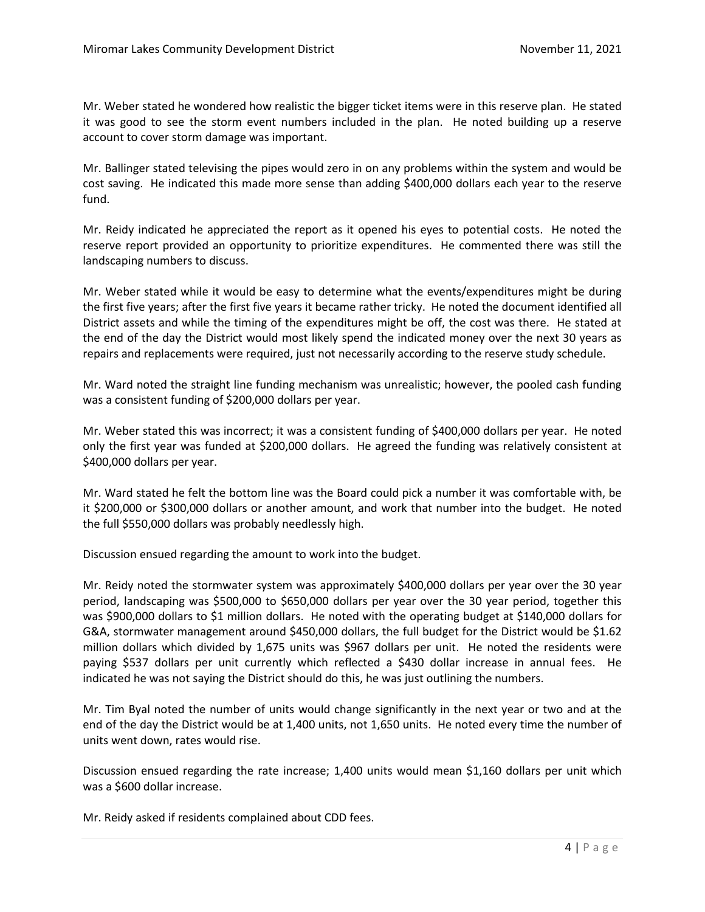Mr. Weber stated he wondered how realistic the bigger ticket items were in this reserve plan. He stated it was good to see the storm event numbers included in the plan. He noted building up a reserve account to cover storm damage was important.

Mr. Ballinger stated televising the pipes would zero in on any problems within the system and would be cost saving. He indicated this made more sense than adding $400,000 dollars each year to the reserve fund.

Mr. Reidy indicated he appreciated the report as it opened his eyes to potential costs. He noted the reserve report provided an opportunity to prioritize expenditures. He commented there was still the landscaping numbers to discuss.

Mr. Weber stated while it would be easy to determine what the events/expenditures might be during the first five years; after the first five years it became rather tricky. He noted the document identified all District assets and while the timing of the expenditures might be off, the cost was there. He stated at the end of the day the District would most likely spend the indicated money over the next 30 years as repairs and replacements were required, just not necessarily according to the reserve study schedule.

Mr. Ward noted the straight line funding mechanism was unrealistic; however, the pooled cash funding was a consistent funding of $200,000 dollars per year.

Mr. Weber stated this was incorrect; it was a consistent funding of $400,000 dollars per year. He noted only the first year was funded at $200,000 dollars. He agreed the funding was relatively consistent at $400,000 dollars per year.

Mr. Ward stated he felt the bottom line was the Board could pick a number it was comfortable with, be it $200,000 or $300,000 dollars or another amount, and work that number into the budget. He noted the full $550,000 dollars was probably needlessly high.

Discussion ensued regarding the amount to work into the budget.

Mr. Reidy noted the stormwater system was approximately $400,000 dollars per year over the 30 year period, landscaping was $500,000 to $650,000 dollars per year over the 30 year period, together this was $900,000 dollars to $1 million dollars. He noted with the operating budget at $140,000 dollars for G&A, stormwater management around $450,000 dollars, the full budget for the District would be $1.62 million dollars which divided by 1,675 units was $967 dollars per unit. He noted the residents were paying $537 dollars per unit currently which reflected a $430 dollar increase in annual fees. He indicated he was not saying the District should do this, he was just outlining the numbers.

Mr. Tim Byal noted the number of units would change significantly in the next year or two and at the end of the day the District would be at 1,400 units, not 1,650 units. He noted every time the number of units went down, rates would rise.

Discussion ensued regarding the rate increase; 1,400 units would mean $1,160 dollars per unit which was a $600 dollar increase.

Mr. Reidy asked if residents complained about CDD fees.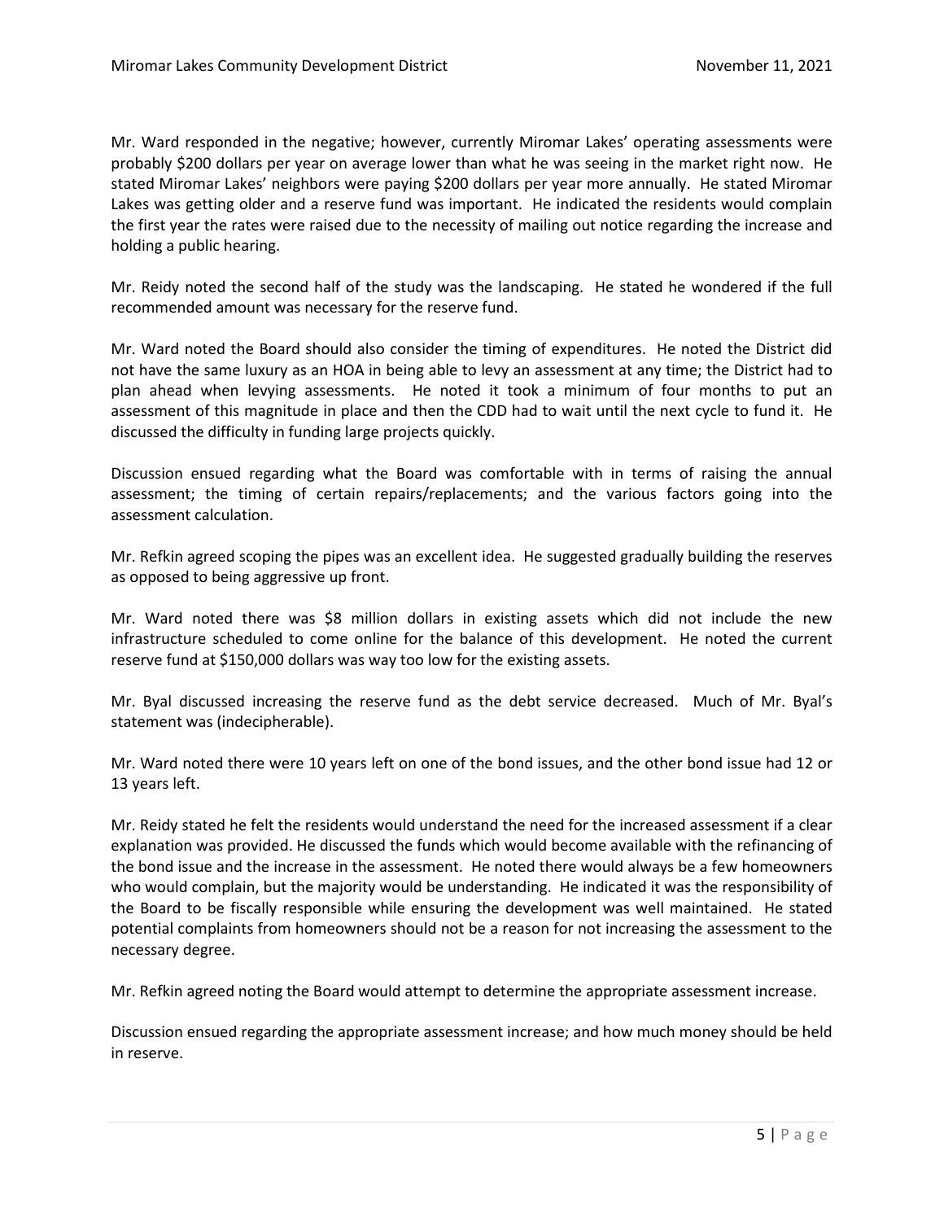Mr. Ward responded in the negative; however, currently Miromar Lakes' operating assessments were probably $200 dollars per year on average lower than what he was seeing in the market right now. He stated Miromar Lakes' neighbors were paying $200 dollars per year more annually. He stated Miromar Lakes was getting older and a reserve fund was important. He indicated the residents would complain the first year the rates were raised due to the necessity of mailing out notice regarding the increase and holding a public hearing.

Mr. Reidy noted the second half of the study was the landscaping. He stated he wondered if the full recommended amount was necessary for the reserve fund.

Mr. Ward noted the Board should also consider the timing of expenditures. He noted the District did not have the same luxury as an HOA in being able to levy an assessment at any time; the District had to plan ahead when levying assessments. He noted it took a minimum of four months to put an assessment of this magnitude in place and then the CDD had to wait until the next cycle to fund it. He discussed the difficulty in funding large projects quickly.

Discussion ensued regarding what the Board was comfortable with in terms of raising the annual assessment; the timing of certain repairs/replacements; and the various factors going into the assessment calculation.

Mr. Refkin agreed scoping the pipes was an excellent idea. He suggested gradually building the reserves as opposed to being aggressive up front.

Mr. Ward noted there was $8 million dollars in existing assets which did not include the new infrastructure scheduled to come online for the balance of this development. He noted the current reserve fund at $150,000 dollars was way too low for the existing assets.

Mr. Byal discussed increasing the reserve fund as the debt service decreased. Much of Mr. Byal's statement was (indecipherable).

Mr. Ward noted there were 10 years left on one of the bond issues, and the other bond issue had 12 or 13 years left.

Mr. Reidy stated he felt the residents would understand the need for the increased assessment if a clear explanation was provided. He discussed the funds which would become available with the refinancing of the bond issue and the increase in the assessment. He noted there would always be a few homeowners who would complain, but the majority would be understanding. He indicated it was the responsibility of the Board to be fiscally responsible while ensuring the development was well maintained. He stated potential complaints from homeowners should not be a reason for not increasing the assessment to the necessary degree.

Mr. Refkin agreed noting the Board would attempt to determine the appropriate assessment increase.

Discussion ensued regarding the appropriate assessment increase; and how much money should be held in reserve.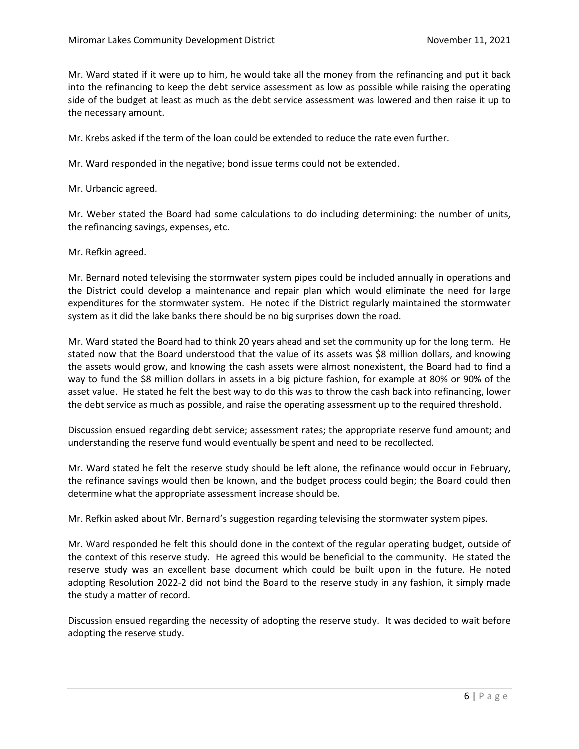Mr. Ward stated if it were up to him, he would take all the money from the refinancing and put it back into the refinancing to keep the debt service assessment as low as possible while raising the operating side of the budget at least as much as the debt service assessment was lowered and then raise it up to the necessary amount.

Mr. Krebs asked if the term of the loan could be extended to reduce the rate even further.

Mr. Ward responded in the negative; bond issue terms could not be extended.

Mr. Urbancic agreed.

Mr. Weber stated the Board had some calculations to do including determining: the number of units, the refinancing savings, expenses, etc.

Mr. Refkin agreed.

Mr. Bernard noted televising the stormwater system pipes could be included annually in operations and the District could develop a maintenance and repair plan which would eliminate the need for large expenditures for the stormwater system. He noted if the District regularly maintained the stormwater system as it did the lake banks there should be no big surprises down the road.

Mr. Ward stated the Board had to think 20 years ahead and set the community up for the long term. He stated now that the Board understood that the value of its assets was $8 million dollars, and knowing the assets would grow, and knowing the cash assets were almost nonexistent, the Board had to find a way to fund the $8 million dollars in assets in a big picture fashion, for example at 80% or 90% of the asset value. He stated he felt the best way to do this was to throw the cash back into refinancing, lower the debt service as much as possible, and raise the operating assessment up to the required threshold.

Discussion ensued regarding debt service; assessment rates; the appropriate reserve fund amount; and understanding the reserve fund would eventually be spent and need to be recollected.

Mr. Ward stated he felt the reserve study should be left alone, the refinance would occur in February, the refinance savings would then be known, and the budget process could begin; the Board could then determine what the appropriate assessment increase should be.

Mr. Refkin asked about Mr. Bernard's suggestion regarding televising the stormwater system pipes.

Mr. Ward responded he felt this should done in the context of the regular operating budget, outside of the context of this reserve study. He agreed this would be beneficial to the community. He stated the reserve study was an excellent base document which could be built upon in the future. He noted adopting Resolution 2022-2 did not bind the Board to the reserve study in any fashion, it simply made the study a matter of record.

Discussion ensued regarding the necessity of adopting the reserve study. It was decided to wait before adopting the reserve study.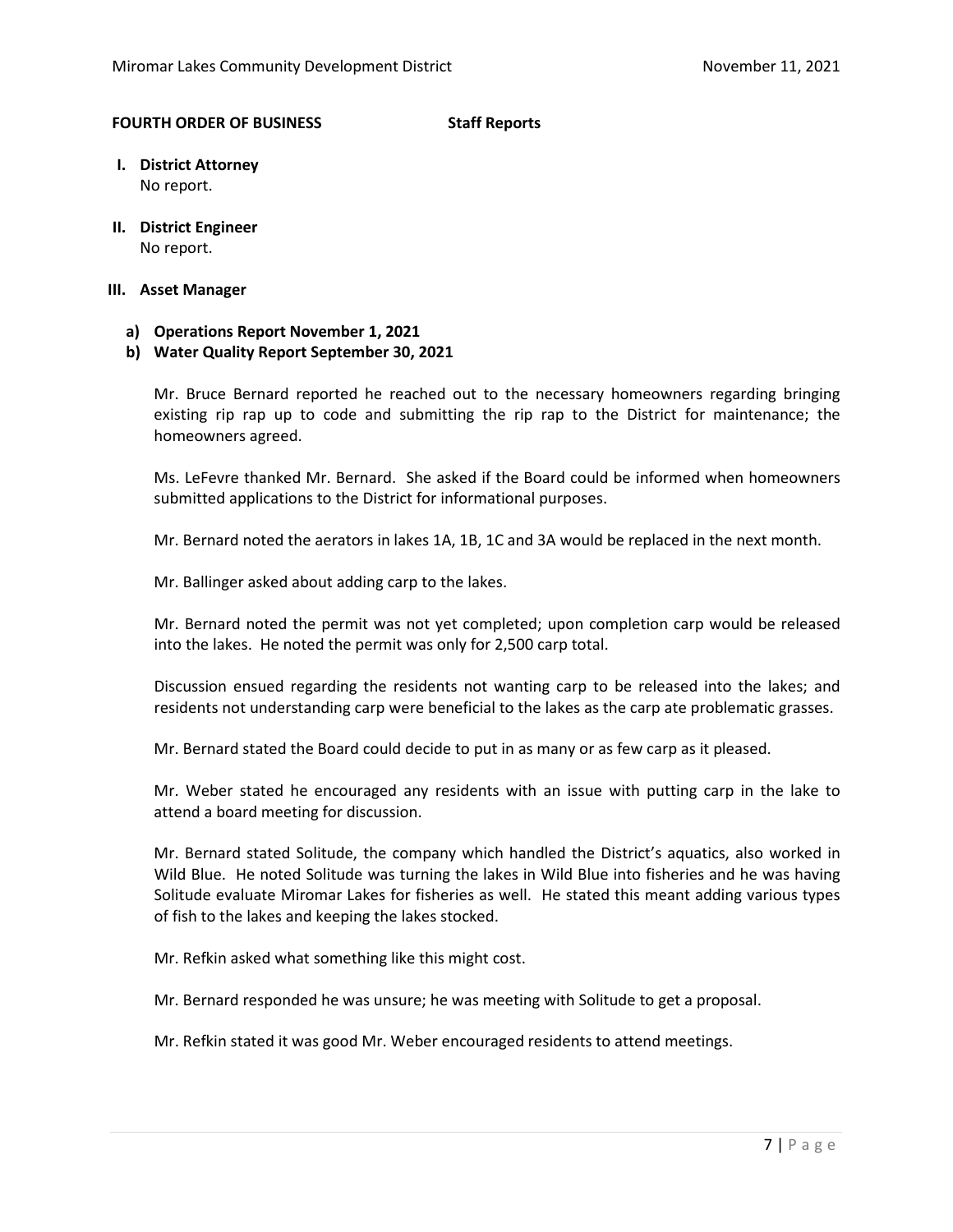**FOURTH ORDER OF BUSINESS** **Staff Reports**

**I. District Attorney**

No report.

**II. District Engineer**

No report.

**III. Asset Manager**

**a) Operations Report November 1, 2021**

**b) Water Quality Report September 30, 2021**

Mr. Bruce Bernard reported he reached out to the necessary homeowners regarding bringing existing rip rap up to code and submitting the rip rap to the District for maintenance; the homeowners agreed.

Ms. LeFevre thanked Mr. Bernard. She asked if the Board could be informed when homeowners submitted applications to the District for informational purposes.

Mr. Bernard noted the aerators in lakes 1A, 1B, 1C and 3A would be replaced in the next month.

Mr. Ballinger asked about adding carp to the lakes.

Mr. Bernard noted the permit was not yet completed; upon completion carp would be released into the lakes. He noted the permit was only for 2,500 carp total.

Discussion ensued regarding the residents not wanting carp to be released into the lakes; and residents not understanding carp were beneficial to the lakes as the carp ate problematic grasses.

Mr. Bernard stated the Board could decide to put in as many or as few carp as it pleased.

Mr. Weber stated he encouraged any residents with an issue with putting carp in the lake to attend a board meeting for discussion.

Mr. Bernard stated Solitude, the company which handled the District's aquatics, also worked in Wild Blue. He noted Solitude was turning the lakes in Wild Blue into fisheries and he was having Solitude evaluate Miromar Lakes for fisheries as well. He stated this meant adding various types of fish to the lakes and keeping the lakes stocked.

Mr. Refkin asked what something like this might cost.

Mr. Bernard responded he was unsure; he was meeting with Solitude to get a proposal.

Mr. Refkin stated it was good Mr. Weber encouraged residents to attend meetings.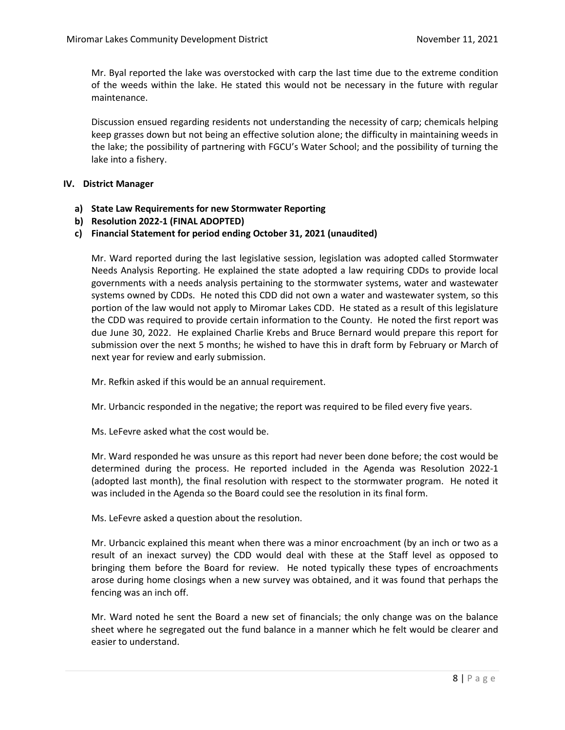Mr. Byal reported the lake was overstocked with carp the last time due to the extreme condition of the weeds within the lake. He stated this would not be necessary in the future with regular maintenance.

Discussion ensued regarding residents not understanding the necessity of carp; chemicals helping keep grasses down but not being an effective solution alone; the difficulty in maintaining weeds in the lake; the possibility of partnering with FGCU's Water School; and the possibility of turning the lake into a fishery.

## IV. District Manager

**a) State Law Requirements for new Stormwater Reporting**

**b) Resolution 2022-1 (FINAL ADOPTED)**

**c) Financial Statement for period ending October 31, 2021 (unaudited)**

Mr. Ward reported during the last legislative session, legislation was adopted called Stormwater Needs Analysis Reporting. He explained the state adopted a law requiring CDDs to provide local governments with a needs analysis pertaining to the stormwater systems, water and wastewater systems owned by CDDs. He noted this CDD did not own a water and wastewater system, so this portion of the law would not apply to Miromar Lakes CDD. He stated as a result of this legislature the CDD was required to provide certain information to the County. He noted the first report was due June 30, 2022. He explained Charlie Krebs and Bruce Bernard would prepare this report for submission over the next 5 months; he wished to have this in draft form by February or March of next year for review and early submission.

Mr. Refkin asked if this would be an annual requirement.

Mr. Urbancic responded in the negative; the report was required to be filed every five years.

Ms. LeFevre asked what the cost would be.

Mr. Ward responded he was unsure as this report had never been done before; the cost would be determined during the process. He reported included in the Agenda was Resolution 2022-1 (adopted last month), the final resolution with respect to the stormwater program. He noted it was included in the Agenda so the Board could see the resolution in its final form.

Ms. LeFevre asked a question about the resolution.

Mr. Urbancic explained this meant when there was a minor encroachment (by an inch or two as a result of an inexact survey) the CDD would deal with these at the Staff level as opposed to bringing them before the Board for review. He noted typically these types of encroachments arose during home closings when a new survey was obtained, and it was found that perhaps the fencing was an inch off.

Mr. Ward noted he sent the Board a new set of financials; the only change was on the balance sheet where he segregated out the fund balance in a manner which he felt would be clearer and easier to understand.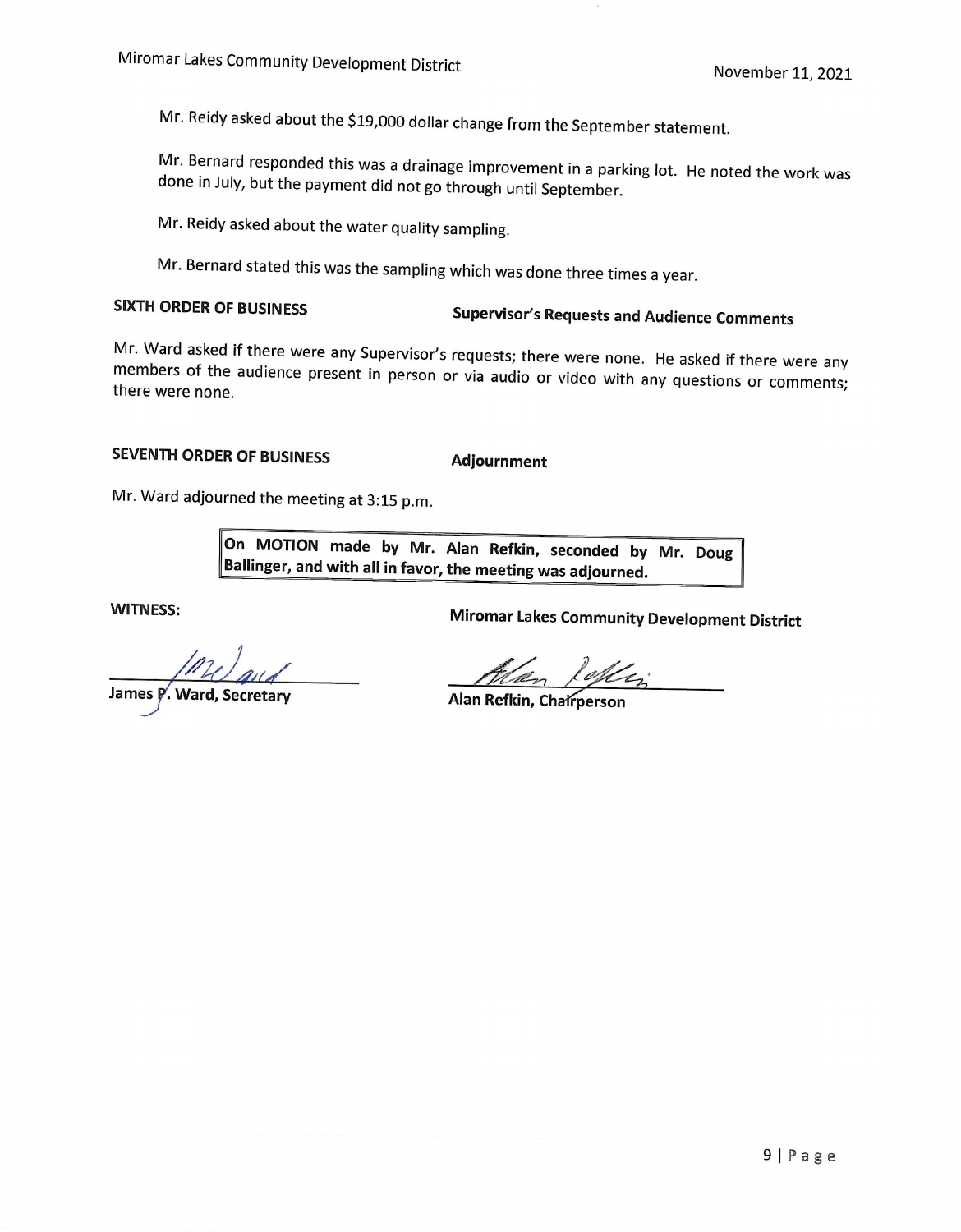Mr. Reidy asked about the $19,000 dollar change from the September statement.

Mr. Bernard responded this was a drainage improvement in a parking lot. He noted the work was done in July, but the payment did not go through until September.

Mr. Reidy asked about the water quality sampling.

Mr. Bernard stated this was the sampling which was done three times a year.

**SIXTH ORDER OF BUSINESS** **Supervisor's Requests and Audience Comments**

Mr. Ward asked if there were any Supervisor's requests; there were none. He asked if there were any members of the audience present in person or via audio or video with any questions or comments; there were none.

**SEVENTH ORDER OF BUSINESS** **Adjournment**

Mr. Ward adjourned the meeting at 3:15 p.m.

**On MOTION made by Mr. Alan Refkin, seconded by Mr. Doug Ballinger, and with all in favor, the meeting was adjourned.**

**WITNESS:** **Miromar Lakes Community Development District**

**James P. Ward, Secretary**

**Alan Refkin, Chairperson**